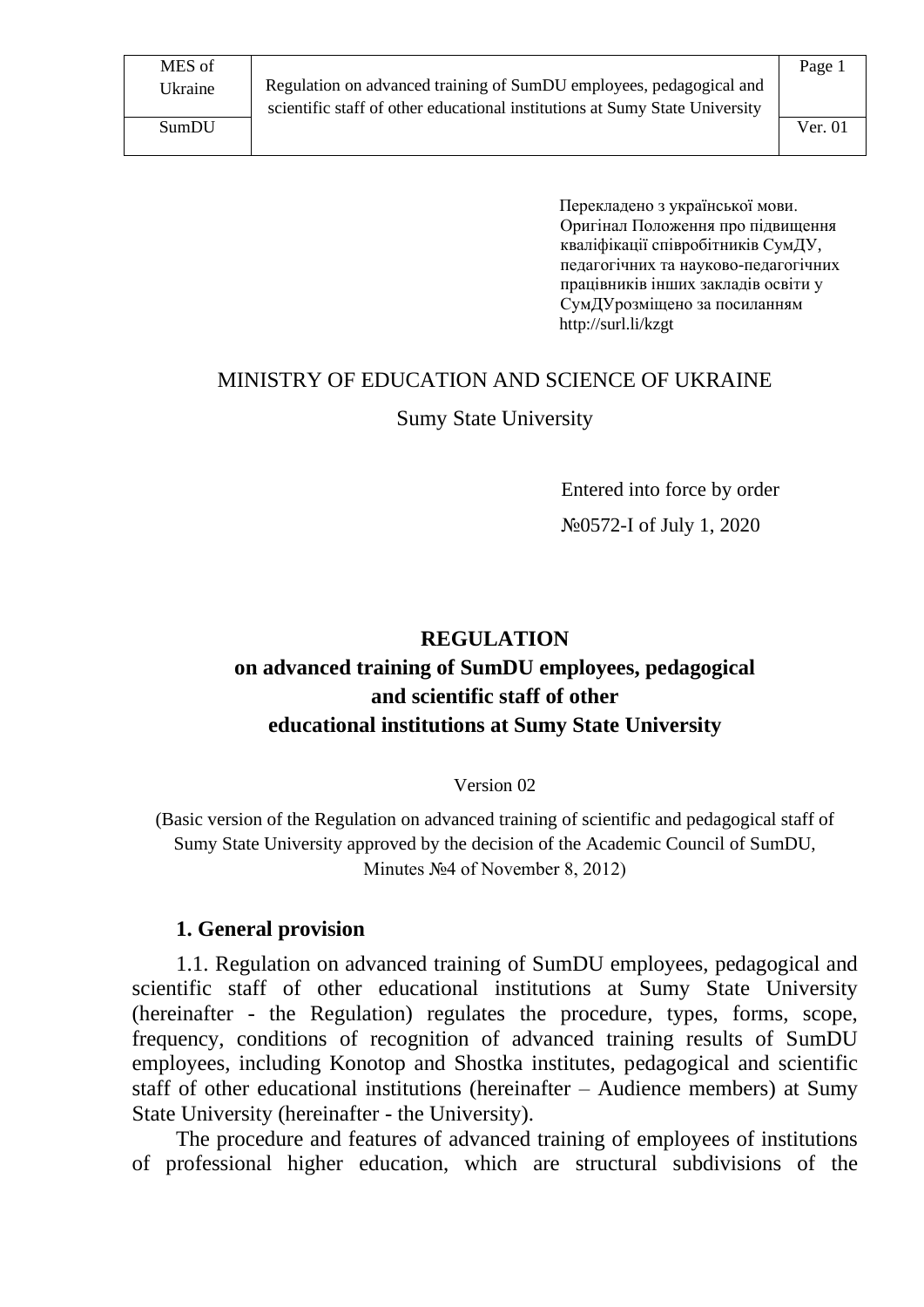Перекладено з української мови. Оригінал Положення про підвищення кваліфікації співробітників СумДУ, педагогічних та науково-педагогічних працівників інших закладів освіти у СумДУрозміщено за посиланням http://surl.li/kzgt

MINISTRY OF EDUCATION AND SCIENCE OF UKRAINE

Sumy State University

Entered into force by order

№0572-I of July 1, 2020

# REGULATION
# on advanced training of SumDU employees, pedagogical and scientific staff of other educational institutions at Sumy State University

Version 02

(Basic version of the Regulation on advanced training of scientific and pedagogical staff of Sumy State University approved by the decision of the Academic Council of SumDU, Minutes №4 of November 8, 2012)

## 1. General provision

1.1. Regulation on advanced training of SumDU employees, pedagogical and scientific staff of other educational institutions at Sumy State University (hereinafter - the Regulation) regulates the procedure, types, forms, scope, frequency, conditions of recognition of advanced training results of SumDU employees, including Konotop and Shostka institutes, pedagogical and scientific staff of other educational institutions (hereinafter – Audience members) at Sumy State University (hereinafter - the University).

The procedure and features of advanced training of employees of institutions of professional higher education, which are structural subdivisions of the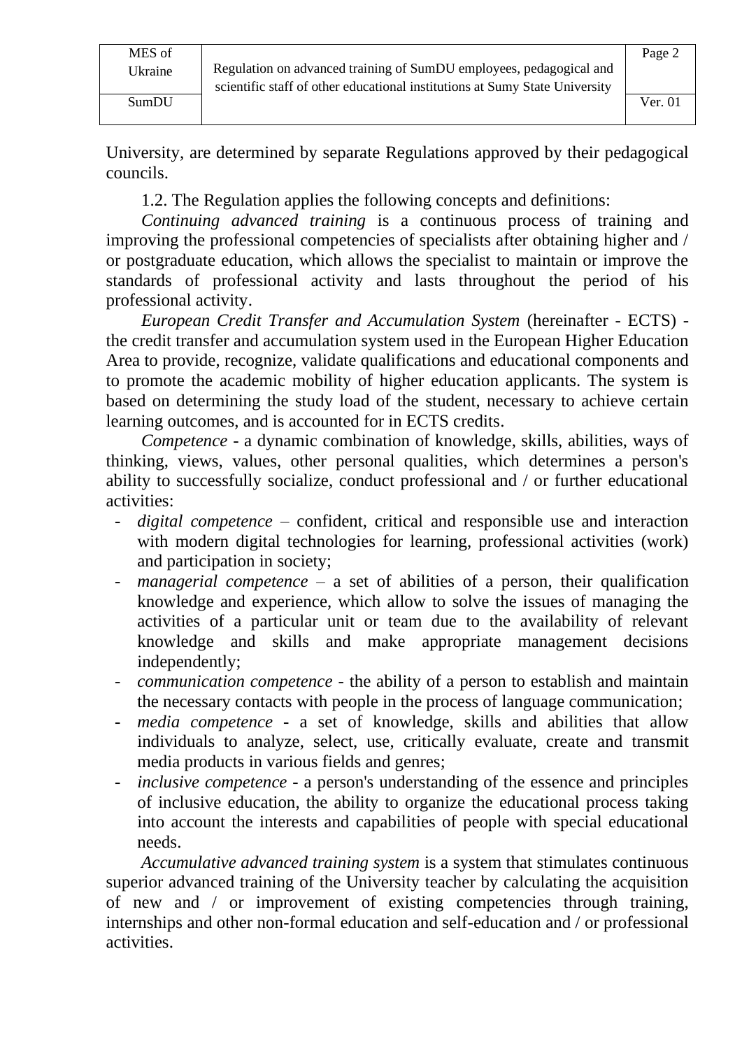University, are determined by separate Regulations approved by their pedagogical councils.

1.2. The Regulation applies the following concepts and definitions:

*Continuing advanced training* is a continuous process of training and improving the professional competencies of specialists after obtaining higher and / or postgraduate education, which allows the specialist to maintain or improve the standards of professional activity and lasts throughout the period of his professional activity.

*European Credit Transfer and Accumulation System* (hereinafter - ECTS) - the credit transfer and accumulation system used in the European Higher Education Area to provide, recognize, validate qualifications and educational components and to promote the academic mobility of higher education applicants. The system is based on determining the study load of the student, necessary to achieve certain learning outcomes, and is accounted for in ECTS credits.

*Competence* - a dynamic combination of knowledge, skills, abilities, ways of thinking, views, values, other personal qualities, which determines a person's ability to successfully socialize, conduct professional and / or further educational activities:

- *digital competence* – confident, critical and responsible use and interaction with modern digital technologies for learning, professional activities (work) and participation in society;
- *managerial competence* – a set of abilities of a person, their qualification knowledge and experience, which allow to solve the issues of managing the activities of a particular unit or team due to the availability of relevant knowledge and skills and make appropriate management decisions independently;
- *communication competence* - the ability of a person to establish and maintain the necessary contacts with people in the process of language communication;
- *media competence* - a set of knowledge, skills and abilities that allow individuals to analyze, select, use, critically evaluate, create and transmit media products in various fields and genres;
- *inclusive competence* - a person's understanding of the essence and principles of inclusive education, the ability to organize the educational process taking into account the interests and capabilities of people with special educational needs.

*Accumulative advanced training system* is a system that stimulates continuous superior advanced training of the University teacher by calculating the acquisition of new and / or improvement of existing competencies through training, internships and other non-formal education and self-education and / or professional activities.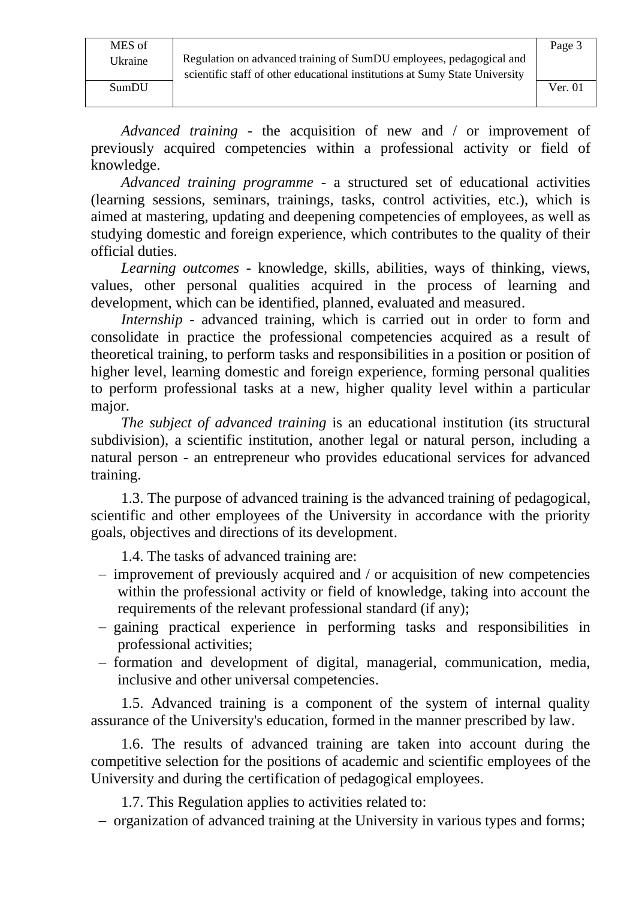*Advanced training* - the acquisition of new and / or improvement of previously acquired competencies within a professional activity or field of knowledge.

*Advanced training programme* - a structured set of educational activities (learning sessions, seminars, trainings, tasks, control activities, etc.), which is aimed at mastering, updating and deepening competencies of employees, as well as studying domestic and foreign experience, which contributes to the quality of their official duties.

*Learning outcomes* - knowledge, skills, abilities, ways of thinking, views, values, other personal qualities acquired in the process of learning and development, which can be identified, planned, evaluated and measured.

*Internship* - advanced training, which is carried out in order to form and consolidate in practice the professional competencies acquired as a result of theoretical training, to perform tasks and responsibilities in a position or position of higher level, learning domestic and foreign experience, forming personal qualities to perform professional tasks at a new, higher quality level within a particular major.

*The subject of advanced training* is an educational institution (its structural subdivision), a scientific institution, another legal or natural person, including a natural person - an entrepreneur who provides educational services for advanced training.

1.3. The purpose of advanced training is the advanced training of pedagogical, scientific and other employees of the University in accordance with the priority goals, objectives and directions of its development.

1.4. The tasks of advanced training are:

- improvement of previously acquired and / or acquisition of new competencies within the professional activity or field of knowledge, taking into account the requirements of the relevant professional standard (if any);
- gaining practical experience in performing tasks and responsibilities in professional activities;
- formation and development of digital, managerial, communication, media, inclusive and other universal competencies.

1.5. Advanced training is a component of the system of internal quality assurance of the University's education, formed in the manner prescribed by law.

1.6. The results of advanced training are taken into account during the competitive selection for the positions of academic and scientific employees of the University and during the certification of pedagogical employees.

1.7. This Regulation applies to activities related to:

- organization of advanced training at the University in various types and forms;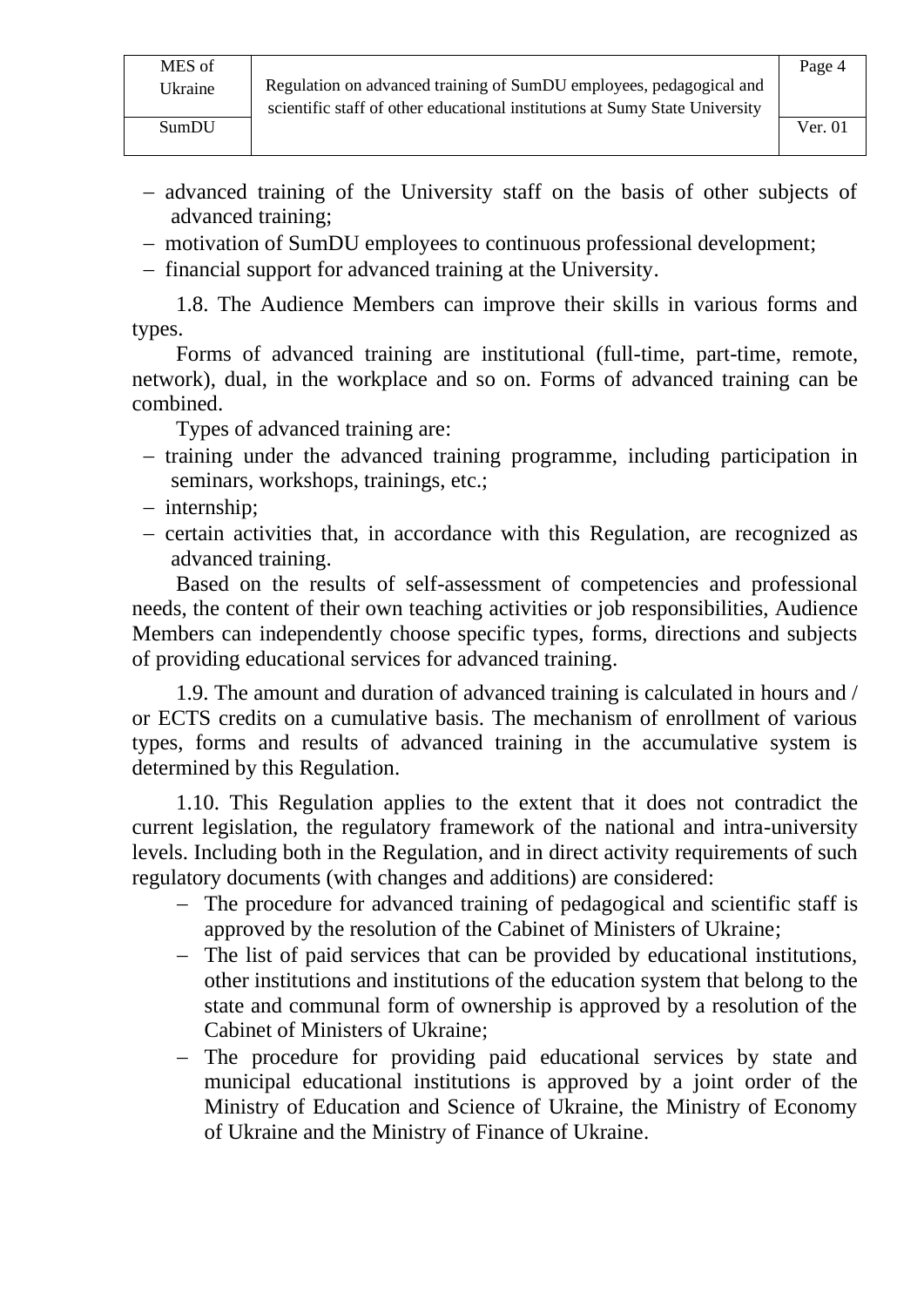- advanced training of the University staff on the basis of other subjects of advanced training;
- motivation of SumDU employees to continuous professional development;
- financial support for advanced training at the University.

1.8. The Audience Members can improve their skills in various forms and types.

Forms of advanced training are institutional (full-time, part-time, remote, network), dual, in the workplace and so on. Forms of advanced training can be combined.

Types of advanced training are:

- training under the advanced training programme, including participation in seminars, workshops, trainings, etc.;
- internship;
- certain activities that, in accordance with this Regulation, are recognized as advanced training.

Based on the results of self-assessment of competencies and professional needs, the content of their own teaching activities or job responsibilities, Audience Members can independently choose specific types, forms, directions and subjects of providing educational services for advanced training.

1.9. The amount and duration of advanced training is calculated in hours and / or ECTS credits on a cumulative basis. The mechanism of enrollment of various types, forms and results of advanced training in the accumulative system is determined by this Regulation.

1.10. This Regulation applies to the extent that it does not contradict the current legislation, the regulatory framework of the national and intra-university levels. Including both in the Regulation, and in direct activity requirements of such regulatory documents (with changes and additions) are considered:

- The procedure for advanced training of pedagogical and scientific staff is approved by the resolution of the Cabinet of Ministers of Ukraine;
- The list of paid services that can be provided by educational institutions, other institutions and institutions of the education system that belong to the state and communal form of ownership is approved by a resolution of the Cabinet of Ministers of Ukraine;
- The procedure for providing paid educational services by state and municipal educational institutions is approved by a joint order of the Ministry of Education and Science of Ukraine, the Ministry of Economy of Ukraine and the Ministry of Finance of Ukraine.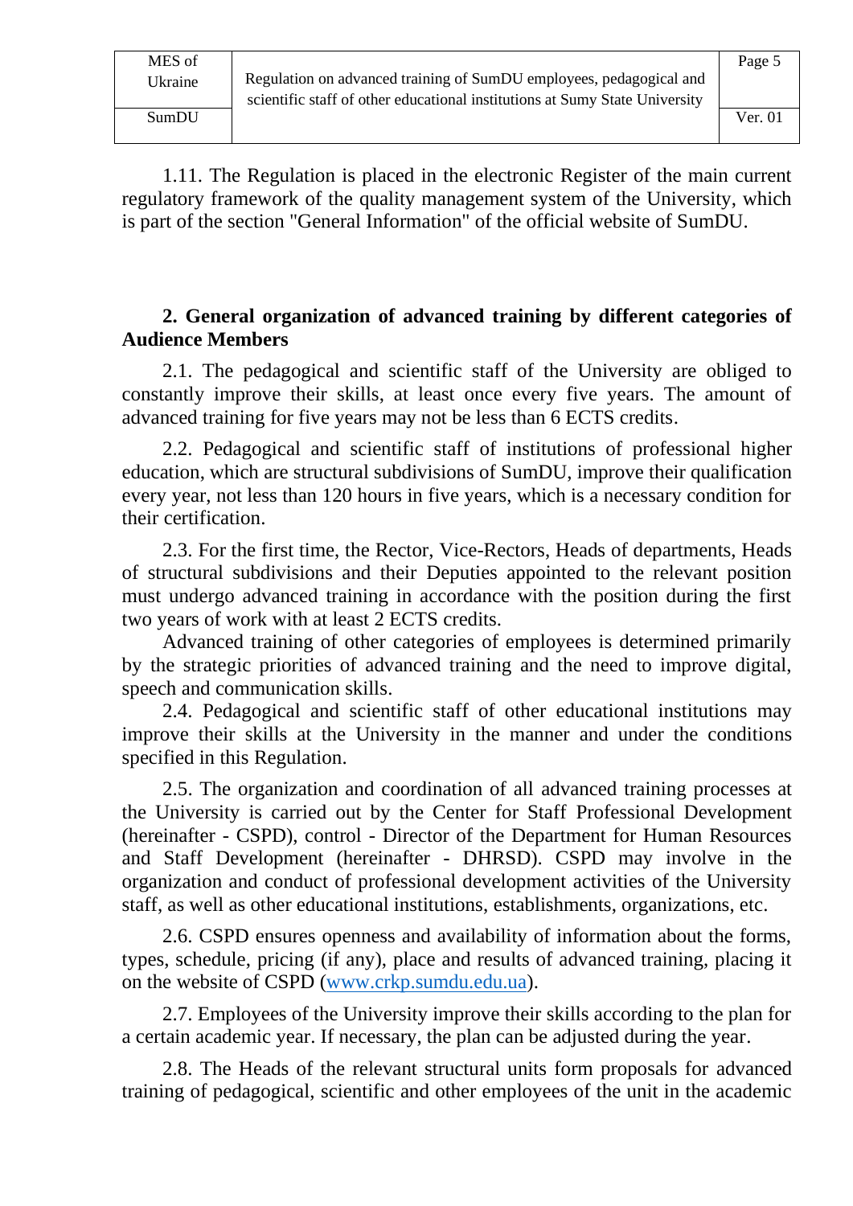1.11. The Regulation is placed in the electronic Register of the main current regulatory framework of the quality management system of the University, which is part of the section "General Information" of the official website of SumDU.

## 2. General organization of advanced training by different categories of Audience Members

2.1. The pedagogical and scientific staff of the University are obliged to constantly improve their skills, at least once every five years. The amount of advanced training for five years may not be less than 6 ECTS credits.

2.2. Pedagogical and scientific staff of institutions of professional higher education, which are structural subdivisions of SumDU, improve their qualification every year, not less than 120 hours in five years, which is a necessary condition for their certification.

2.3. For the first time, the Rector, Vice-Rectors, Heads of departments, Heads of structural subdivisions and their Deputies appointed to the relevant position must undergo advanced training in accordance with the position during the first two years of work with at least 2 ECTS credits.

Advanced training of other categories of employees is determined primarily by the strategic priorities of advanced training and the need to improve digital, speech and communication skills.

2.4. Pedagogical and scientific staff of other educational institutions may improve their skills at the University in the manner and under the conditions specified in this Regulation.

2.5. The organization and coordination of all advanced training processes at the University is carried out by the Center for Staff Professional Development (hereinafter - CSPD), control - Director of the Department for Human Resources and Staff Development (hereinafter - DHRSD). CSPD may involve in the organization and conduct of professional development activities of the University staff, as well as other educational institutions, establishments, organizations, etc.

2.6. CSPD ensures openness and availability of information about the forms, types, schedule, pricing (if any), place and results of advanced training, placing it on the website of CSPD (www.crkp.sumdu.edu.ua).

2.7. Employees of the University improve their skills according to the plan for a certain academic year. If necessary, the plan can be adjusted during the year.

2.8. The Heads of the relevant structural units form proposals for advanced training of pedagogical, scientific and other employees of the unit in the academic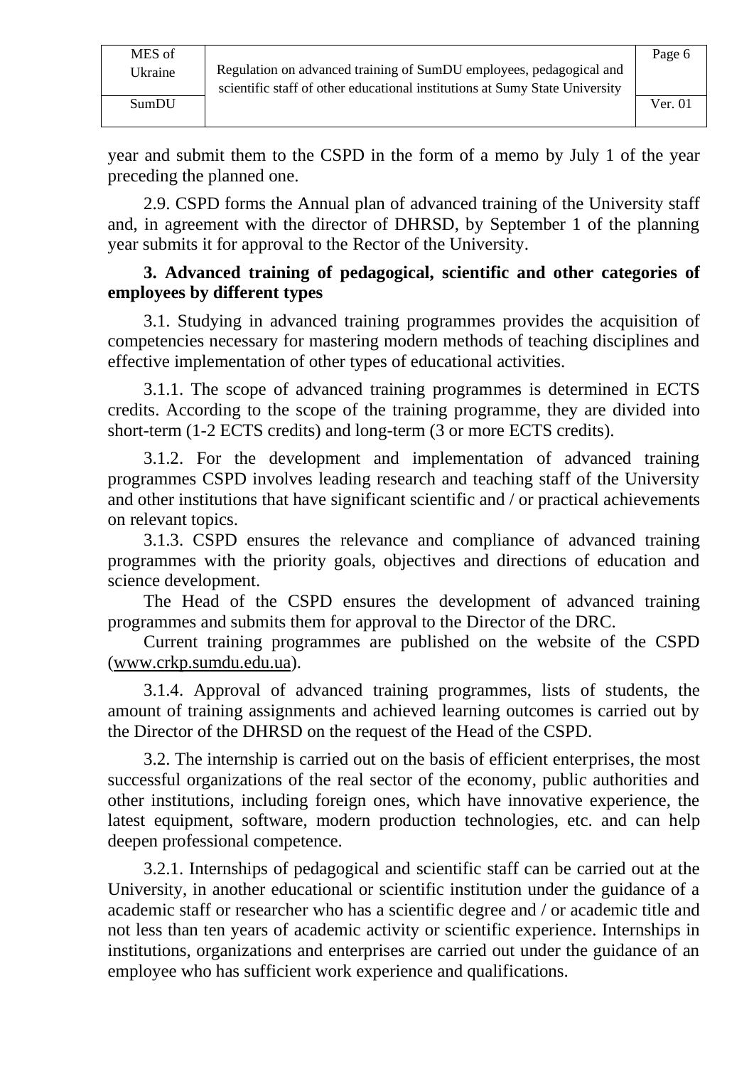year and submit them to the CSPD in the form of a memo by July 1 of the year preceding the planned one.

2.9. CSPD forms the Annual plan of advanced training of the University staff and, in agreement with the director of DHRSD, by September 1 of the planning year submits it for approval to the Rector of the University.

**3. Advanced training of pedagogical, scientific and other categories of employees by different types**

3.1. Studying in advanced training programmes provides the acquisition of competencies necessary for mastering modern methods of teaching disciplines and effective implementation of other types of educational activities.

3.1.1. The scope of advanced training programmes is determined in ECTS credits. According to the scope of the training programme, they are divided into short-term (1-2 ECTS credits) and long-term (3 or more ECTS credits).

3.1.2. For the development and implementation of advanced training programmes CSPD involves leading research and teaching staff of the University and other institutions that have significant scientific and / or practical achievements on relevant topics.

3.1.3. CSPD ensures the relevance and compliance of advanced training programmes with the priority goals, objectives and directions of education and science development.

The Head of the CSPD ensures the development of advanced training programmes and submits them for approval to the Director of the DRC.

Current training programmes are published on the website of the CSPD (www.crkp.sumdu.edu.ua).

3.1.4. Approval of advanced training programmes, lists of students, the amount of training assignments and achieved learning outcomes is carried out by the Director of the DHRSD on the request of the Head of the CSPD.

3.2. The internship is carried out on the basis of efficient enterprises, the most successful organizations of the real sector of the economy, public authorities and other institutions, including foreign ones, which have innovative experience, the latest equipment, software, modern production technologies, etc. and can help deepen professional competence.

3.2.1. Internships of pedagogical and scientific staff can be carried out at the University, in another educational or scientific institution under the guidance of a academic staff or researcher who has a scientific degree and / or academic title and not less than ten years of academic activity or scientific experience. Internships in institutions, organizations and enterprises are carried out under the guidance of an employee who has sufficient work experience and qualifications.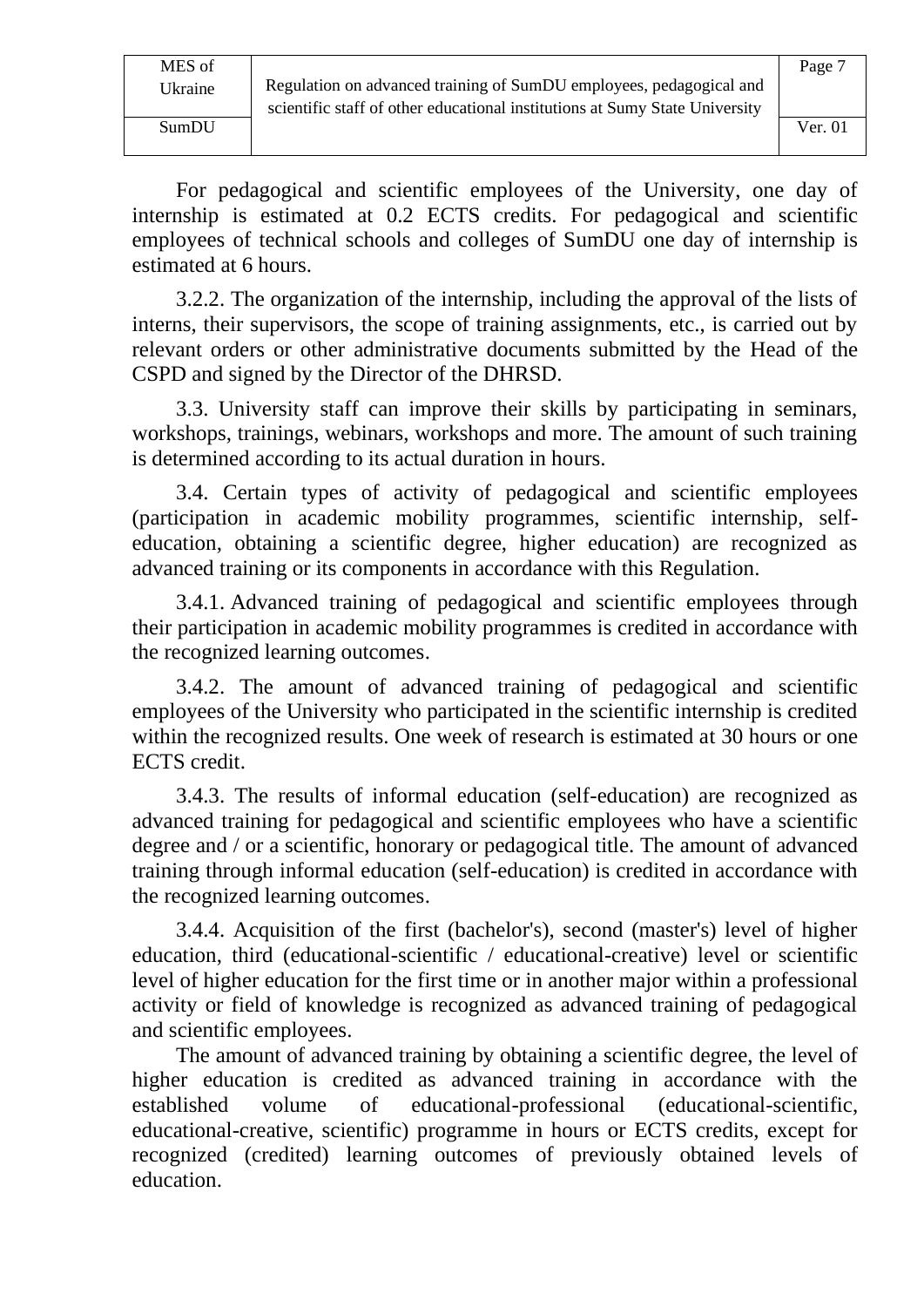For pedagogical and scientific employees of the University, one day of internship is estimated at 0.2 ECTS credits. For pedagogical and scientific employees of technical schools and colleges of SumDU one day of internship is estimated at 6 hours.

3.2.2. The organization of the internship, including the approval of the lists of interns, their supervisors, the scope of training assignments, etc., is carried out by relevant orders or other administrative documents submitted by the Head of the CSPD and signed by the Director of the DHRSD.

3.3. University staff can improve their skills by participating in seminars, workshops, trainings, webinars, workshops and more. The amount of such training is determined according to its actual duration in hours.

3.4. Certain types of activity of pedagogical and scientific employees (participation in academic mobility programmes, scientific internship, self-education, obtaining a scientific degree, higher education) are recognized as advanced training or its components in accordance with this Regulation.

3.4.1. Advanced training of pedagogical and scientific employees through their participation in academic mobility programmes is credited in accordance with the recognized learning outcomes.

3.4.2. The amount of advanced training of pedagogical and scientific employees of the University who participated in the scientific internship is credited within the recognized results. One week of research is estimated at 30 hours or one ECTS credit.

3.4.3. The results of informal education (self-education) are recognized as advanced training for pedagogical and scientific employees who have a scientific degree and / or a scientific, honorary or pedagogical title. The amount of advanced training through informal education (self-education) is credited in accordance with the recognized learning outcomes.

3.4.4. Acquisition of the first (bachelor's), second (master's) level of higher education, third (educational-scientific / educational-creative) level or scientific level of higher education for the first time or in another major within a professional activity or field of knowledge is recognized as advanced training of pedagogical and scientific employees.

The amount of advanced training by obtaining a scientific degree, the level of higher education is credited as advanced training in accordance with the established volume of educational-professional (educational-scientific, educational-creative, scientific) programme in hours or ECTS credits, except for recognized (credited) learning outcomes of previously obtained levels of education.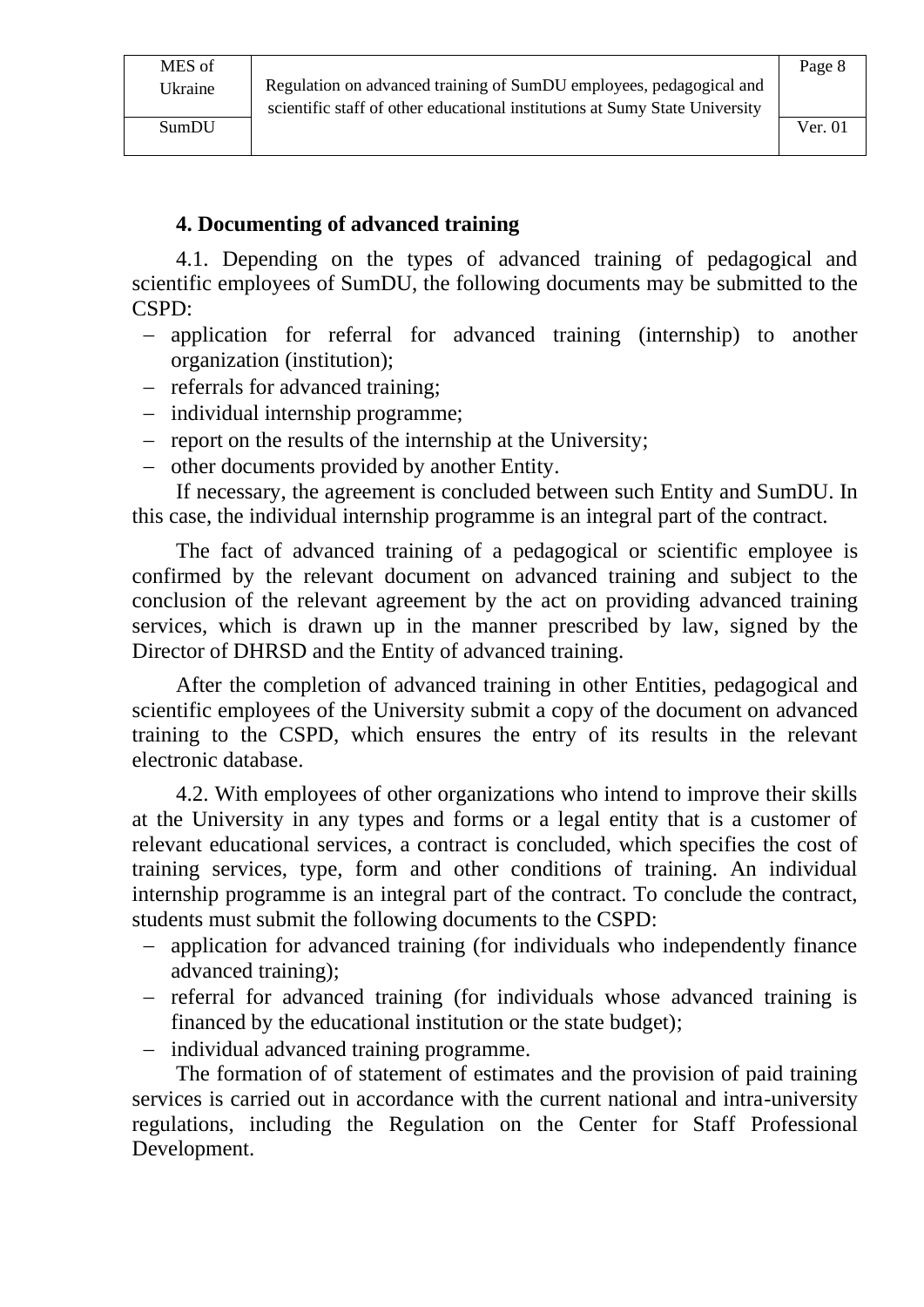## 4. Documenting of advanced training

4.1. Depending on the types of advanced training of pedagogical and scientific employees of SumDU, the following documents may be submitted to the CSPD:

- application for referral for advanced training (internship) to another organization (institution);
- referrals for advanced training;
- individual internship programme;
- report on the results of the internship at the University;
- other documents provided by another Entity.

If necessary, the agreement is concluded between such Entity and SumDU. In this case, the individual internship programme is an integral part of the contract.

The fact of advanced training of a pedagogical or scientific employee is confirmed by the relevant document on advanced training and subject to the conclusion of the relevant agreement by the act on providing advanced training services, which is drawn up in the manner prescribed by law, signed by the Director of DHRSD and the Entity of advanced training.

After the completion of advanced training in other Entities, pedagogical and scientific employees of the University submit a copy of the document on advanced training to the CSPD, which ensures the entry of its results in the relevant electronic database.

4.2. With employees of other organizations who intend to improve their skills at the University in any types and forms or a legal entity that is a customer of relevant educational services, a contract is concluded, which specifies the cost of training services, type, form and other conditions of training. An individual internship programme is an integral part of the contract. To conclude the contract, students must submit the following documents to the CSPD:

- application for advanced training (for individuals who independently finance advanced training);
- referral for advanced training (for individuals whose advanced training is financed by the educational institution or the state budget);
- individual advanced training programme.

The formation of of statement of estimates and the provision of paid training services is carried out in accordance with the current national and intra-university regulations, including the Regulation on the Center for Staff Professional Development.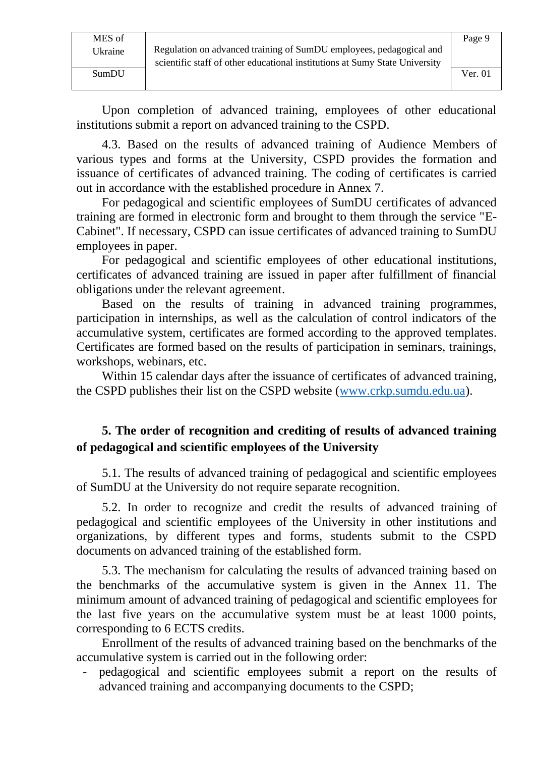Upon completion of advanced training, employees of other educational institutions submit a report on advanced training to the CSPD.

4.3. Based on the results of advanced training of Audience Members of various types and forms at the University, CSPD provides the formation and issuance of certificates of advanced training. The coding of certificates is carried out in accordance with the established procedure in Annex 7.

For pedagogical and scientific employees of SumDU certificates of advanced training are formed in electronic form and brought to them through the service "E-Cabinet". If necessary, CSPD can issue certificates of advanced training to SumDU employees in paper.

For pedagogical and scientific employees of other educational institutions, certificates of advanced training are issued in paper after fulfillment of financial obligations under the relevant agreement.

Based on the results of training in advanced training programmes, participation in internships, as well as the calculation of control indicators of the accumulative system, certificates are formed according to the approved templates. Certificates are formed based on the results of participation in seminars, trainings, workshops, webinars, etc.

Within 15 calendar days after the issuance of certificates of advanced training, the CSPD publishes their list on the CSPD website (www.crkp.sumdu.edu.ua).

## 5. The order of recognition and crediting of results of advanced training of pedagogical and scientific employees of the University

5.1. The results of advanced training of pedagogical and scientific employees of SumDU at the University do not require separate recognition.

5.2. In order to recognize and credit the results of advanced training of pedagogical and scientific employees of the University in other institutions and organizations, by different types and forms, students submit to the CSPD documents on advanced training of the established form.

5.3. The mechanism for calculating the results of advanced training based on the benchmarks of the accumulative system is given in the Annex 11. The minimum amount of advanced training of pedagogical and scientific employees for the last five years on the accumulative system must be at least 1000 points, corresponding to 6 ECTS credits.

Enrollment of the results of advanced training based on the benchmarks of the accumulative system is carried out in the following order:

- pedagogical and scientific employees submit a report on the results of advanced training and accompanying documents to the CSPD;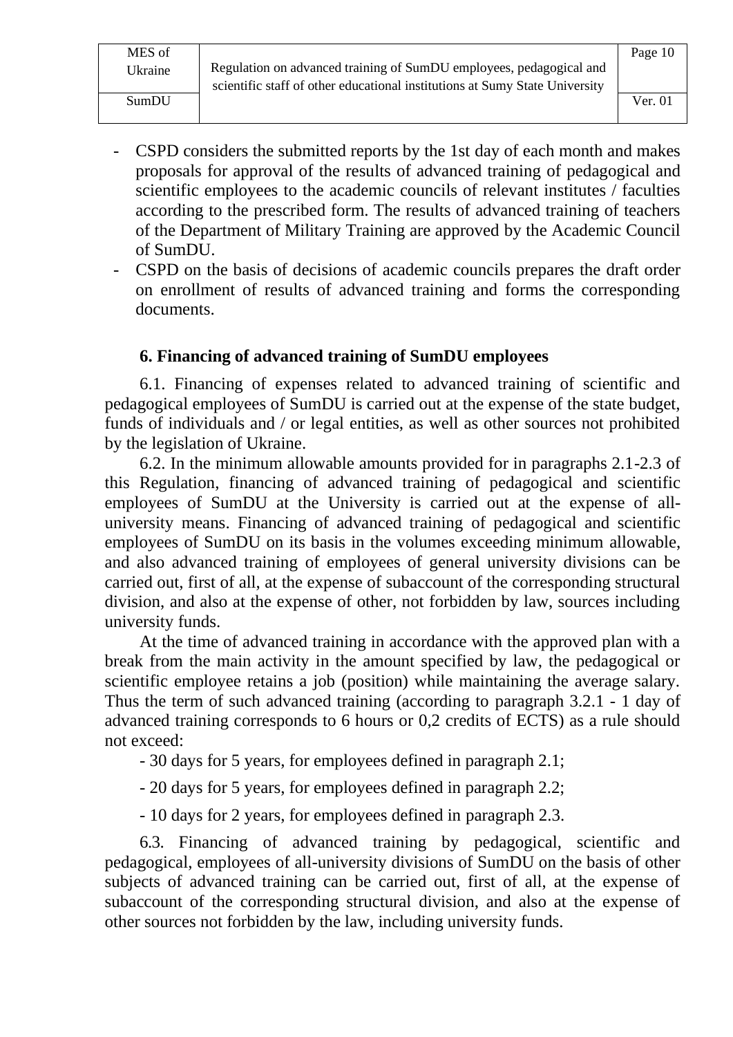- CSPD considers the submitted reports by the 1st day of each month and makes proposals for approval of the results of advanced training of pedagogical and scientific employees to the academic councils of relevant institutes / faculties according to the prescribed form. The results of advanced training of teachers of the Department of Military Training are approved by the Academic Council of SumDU.
- CSPD on the basis of decisions of academic councils prepares the draft order on enrollment of results of advanced training and forms the corresponding documents.

## 6. Financing of advanced training of SumDU employees

6.1. Financing of expenses related to advanced training of scientific and pedagogical employees of SumDU is carried out at the expense of the state budget, funds of individuals and / or legal entities, as well as other sources not prohibited by the legislation of Ukraine.

6.2. In the minimum allowable amounts provided for in paragraphs 2.1-2.3 of this Regulation, financing of advanced training of pedagogical and scientific employees of SumDU at the University is carried out at the expense of all-university means. Financing of advanced training of pedagogical and scientific employees of SumDU on its basis in the volumes exceeding minimum allowable, and also advanced training of employees of general university divisions can be carried out, first of all, at the expense of subaccount of the corresponding structural division, and also at the expense of other, not forbidden by law, sources including university funds.

At the time of advanced training in accordance with the approved plan with a break from the main activity in the amount specified by law, the pedagogical or scientific employee retains a job (position) while maintaining the average salary. Thus the term of such advanced training (according to paragraph 3.2.1 - 1 day of advanced training corresponds to 6 hours or 0,2 credits of ECTS) as a rule should not exceed:

- 30 days for 5 years, for employees defined in paragraph 2.1;
- 20 days for 5 years, for employees defined in paragraph 2.2;
- 10 days for 2 years, for employees defined in paragraph 2.3.

6.3. Financing of advanced training by pedagogical, scientific and pedagogical, employees of all-university divisions of SumDU on the basis of other subjects of advanced training can be carried out, first of all, at the expense of subaccount of the corresponding structural division, and also at the expense of other sources not forbidden by the law, including university funds.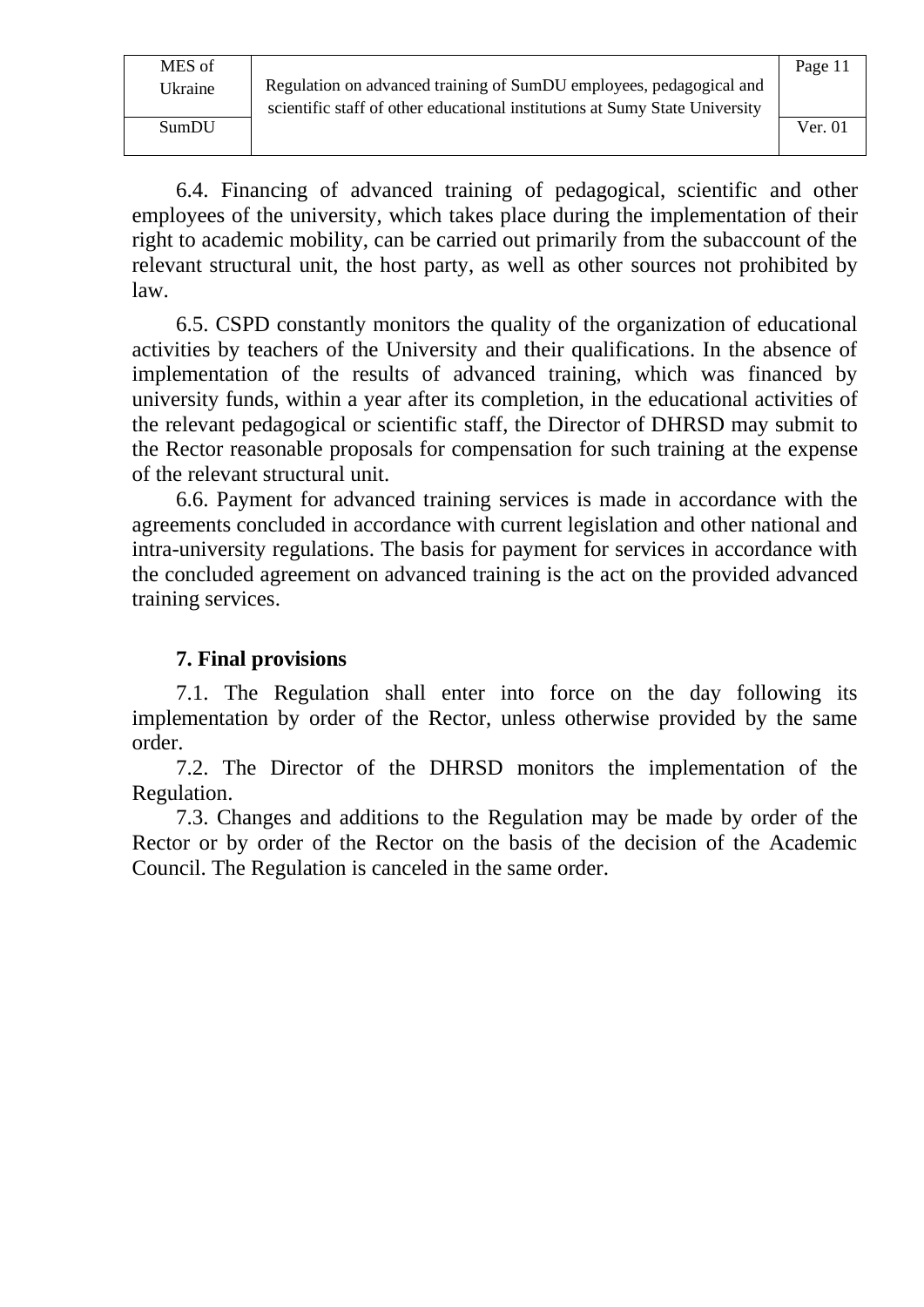6.4. Financing of advanced training of pedagogical, scientific and other employees of the university, which takes place during the implementation of their right to academic mobility, can be carried out primarily from the subaccount of the relevant structural unit, the host party, as well as other sources not prohibited by law.

6.5. CSPD constantly monitors the quality of the organization of educational activities by teachers of the University and their qualifications. In the absence of implementation of the results of advanced training, which was financed by university funds, within a year after its completion, in the educational activities of the relevant pedagogical or scientific staff, the Director of DHRSD may submit to the Rector reasonable proposals for compensation for such training at the expense of the relevant structural unit.

6.6. Payment for advanced training services is made in accordance with the agreements concluded in accordance with current legislation and other national and intra-university regulations. The basis for payment for services in accordance with the concluded agreement on advanced training is the act on the provided advanced training services.

## 7. Final provisions

7.1. The Regulation shall enter into force on the day following its implementation by order of the Rector, unless otherwise provided by the same order.

7.2. The Director of the DHRSD monitors the implementation of the Regulation.

7.3. Changes and additions to the Regulation may be made by order of the Rector or by order of the Rector on the basis of the decision of the Academic Council. The Regulation is canceled in the same order.